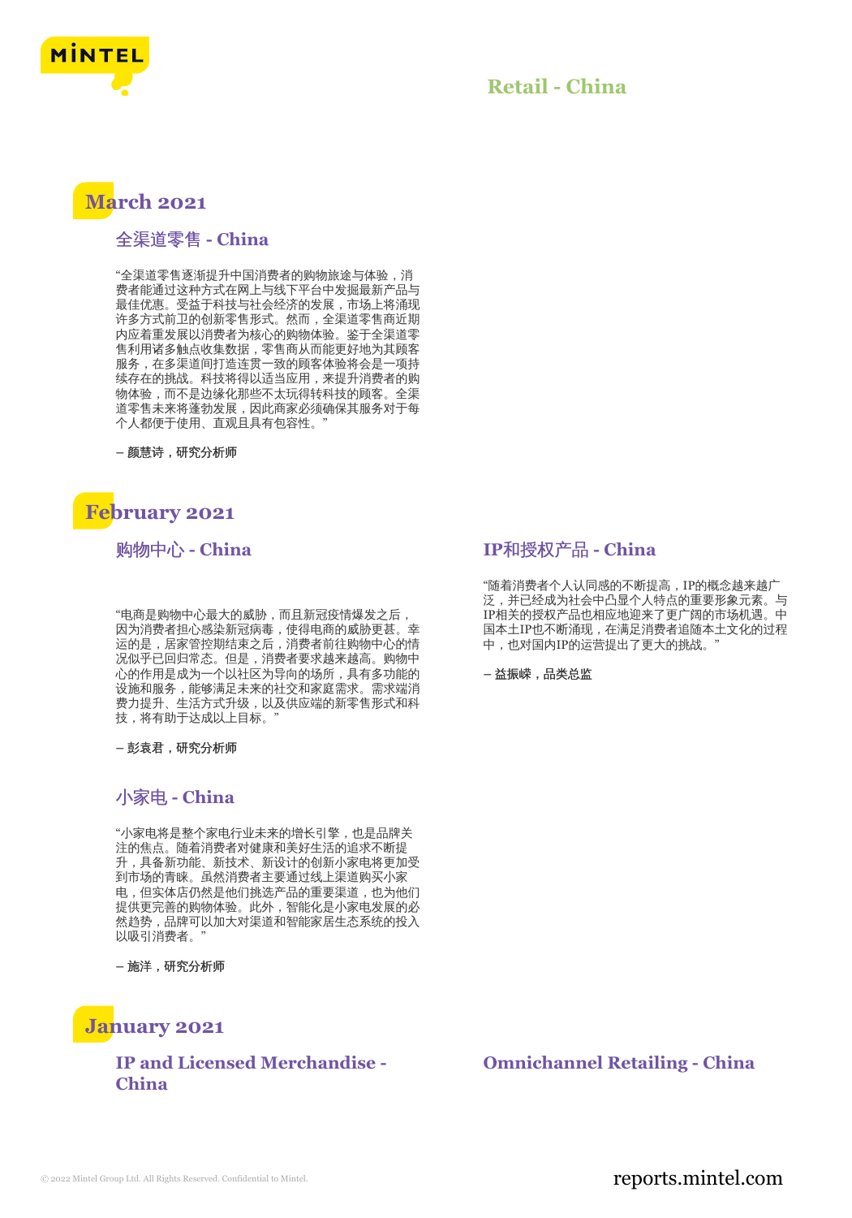# Retail - China

## March 2021

### 全渠道零售 - China

“全渠道零售逐渐提升中国消费者的购物旅途与体验，消费者能通过这种方式在网上与线下平台中发掘最新产品与最佳优惠。受益于科技与社会经济的发展，市场上将涌现许多方式前卫的创新零售形式。然而，全渠道零售商近期内应着重发展以消费者为核心的购物体验。鉴于全渠道零售利用诸多触点收集数据，零售商从而能更好地为其顾客服务，在多渠道间打造连贯一致的顾客体验将会是一项持续存在的挑战。科技将得以适当应用，来提升消费者的购物体验，而不是边缘化那些不太玩得转科技的顾客。全渠道零售未来将蓬勃发展，因此商家必须确保其服务对于每个人都便于使用、直观且具有包容性。”

**– 颜慧诗，研究分析师**

## February 2021

### 购物中心 - China

“电商是购物中心最大的威胁，而且新冠疫情爆发之后，因为消费者担心感染新冠病毒，使得电商的威胁更甚。幸运的是，居家管控期结束之后，消费者前往购物中心的情况似乎已回归常态。但是，消费者要求越来越高。购物中心的作用是成为一个以社区为导向的场所，具有多功能的设施和服务，能够满足未来的社交和家庭需求。需求端消费力提升、生活方式升级，以及供应端的新零售形式和科技，将有助于达成以上目标。”

**– 彭袁君，研究分析师**

### 小家电 - China

“小家电将是整个家电行业未来的增长引擎，也是品牌关注的焦点。随着消费者对健康和美好生活的追求不断提升，具备新功能、新技术、新设计的创新小家电将更加受到市场的青睐。虽然消费者主要通过线上渠道购买小家电，但实体店仍然是他们挑选产品的重要渠道，也为他们提供更完善的购物体验。此外，智能化是小家电发展的必然趋势，品牌可以加大对渠道和智能家居生态系统的投入以吸引消费者。”

**– 施洋，研究分析师**

### IP和授权产品 - China

“随着消费者个人认同感的不断提高，IP的概念越来越广泛，并已经成为社会中凸显个人特点的重要形象元素。与IP相关的授权产品也相应地迎来了更广阔的市场机遇。中国本土IP也不断涌现，在满足消费者追随本土文化的过程中，也对国内IP的运营提出了更大的挑战。”

**– 益振崃，品类总监**

## January 2021

### IP and Licensed Merchandise - China

### Omnichannel Retailing - China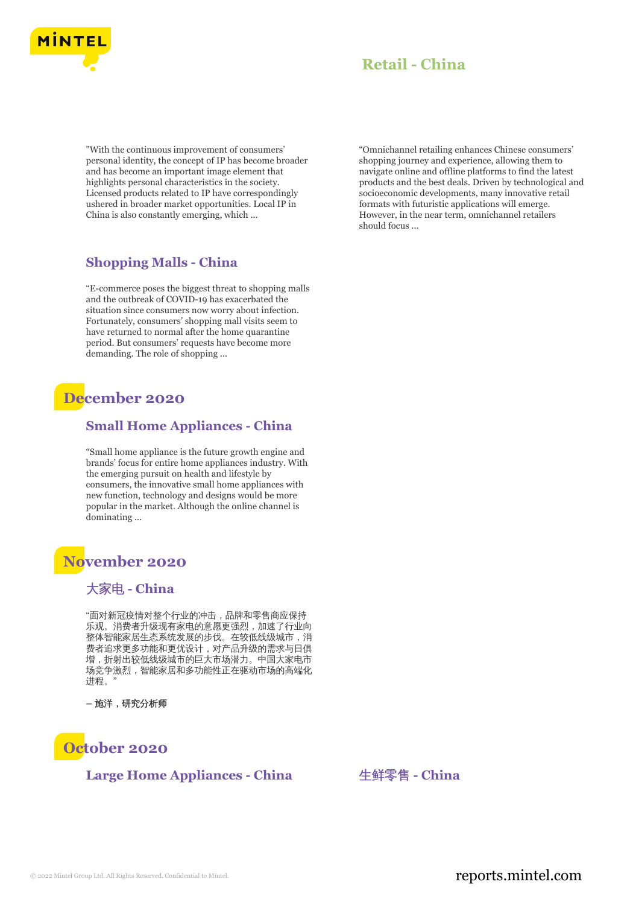"With the continuous improvement of consumers' personal identity, the concept of IP has become broader and has become an important image element that highlights personal characteristics in the society. Licensed products related to IP have correspondingly ushered in broader market opportunities. Local IP in China is also constantly emerging, which ...

## Retail - China

"Omnichannel retailing enhances Chinese consumers' shopping journey and experience, allowing them to navigate online and offline platforms to find the latest products and the best deals. Driven by technological and socioeconomic developments, many innovative retail formats with futuristic applications will emerge. However, in the near term, omnichannel retailers should focus ...

## Shopping Malls - China

"E-commerce poses the biggest threat to shopping malls and the outbreak of COVID-19 has exacerbated the situation since consumers now worry about infection. Fortunately, consumers' shopping mall visits seem to have returned to normal after the home quarantine period. But consumers' requests have become more demanding. The role of shopping ...

# December 2020

## Small Home Appliances - China

"Small home appliance is the future growth engine and brands' focus for entire home appliances industry. With the emerging pursuit on health and lifestyle by consumers, the innovative small home appliances with new function, technology and designs would be more popular in the market. Although the online channel is dominating ...

# November 2020

## 大家电 - China

"面对新冠疫情对整个行业的冲击，品牌和零售商应保持乐观。消费者升级现有家电的意愿更强烈，加速了行业向整体智能家居生态系统发展的步伐。在较低线级城市，消费者追求更多功能和更优设计，对产品升级的需求与日俱增，折射出较低线级城市的巨大市场潜力。中国大家电市场竞争激烈，智能家居和多功能性正在驱动市场的高端化进程。"

– 施洋，研究分析师

# October 2020

## Large Home Appliances - China

## 生鲜零售 - China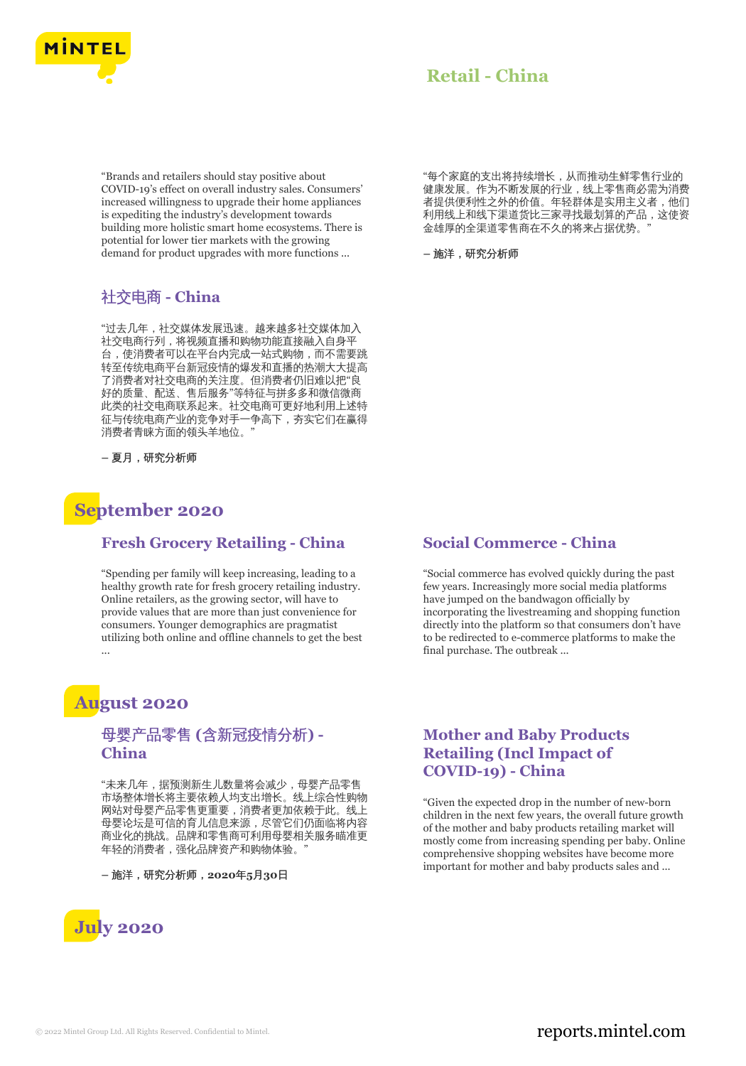## Retail - China

"Brands and retailers should stay positive about COVID-19's effect on overall industry sales. Consumers' increased willingness to upgrade their home appliances is expediting the industry's development towards building more holistic smart home ecosystems. There is potential for lower tier markets with the growing demand for product upgrades with more functions ...

"每个家庭的支出将持续增长，从而推动生鲜零售行业的健康发展。作为不断发展的行业，线上零售商必需为消费者提供便利性之外的价值。年轻群体是实用主义者，他们利用线上和线下渠道货比三家寻找最划算的产品，这使资金雄厚的全渠道零售商在不久的将来占据优势。"

– 施洋，研究分析师

### 社交电商 - China

"过去几年，社交媒体发展迅速。越来越多社交媒体加入社交电商行列，将视频直播和购物功能直接融入自身平台，使消费者可以在平台内完成一站式购物，而不需要跳转至传统电商平台新冠疫情的爆发和直播的热潮大大提高了消费者对社交电商的关注度。但消费者仍旧难以把"良好的质量、配送、售后服务"等特征与拼多多和微信微商此类的社交电商联系起来。社交电商可更好地利用上述特征与传统电商产业的竞争对手一争高下，夯实它们在赢得消费者青睐方面的领头羊地位。"

– 夏月，研究分析师

# September 2020

### Fresh Grocery Retailing - China

"Spending per family will keep increasing, leading to a healthy growth rate for fresh grocery retailing industry. Online retailers, as the growing sector, will have to provide values that are more than just convenience for consumers. Younger demographics are pragmatist utilizing both online and offline channels to get the best ...

### Social Commerce - China

"Social commerce has evolved quickly during the past few years. Increasingly more social media platforms have jumped on the bandwagon officially by incorporating the livestreaming and shopping function directly into the platform so that consumers don't have to be redirected to e-commerce platforms to make the final purchase. The outbreak ...

# August 2020

### 母婴产品零售 (含新冠疫情分析) - China

"未来几年，据预测新生儿数量将会减少，母婴产品零售市场整体增长将主要依赖人均支出增长。线上综合性购物网站对母婴产品零售更重要，消费者更加依赖于此。线上母婴论坛是可信的育儿信息来源，尽管它们仍面临将内容商业化的挑战。品牌和零售商可利用母婴相关服务瞄准更年轻的消费者，强化品牌资产和购物体验。"

– 施洋，研究分析师，2020年5月30日

### Mother and Baby Products Retailing (Incl Impact of COVID-19) - China

"Given the expected drop in the number of new-born children in the next few years, the overall future growth of the mother and baby products retailing market will mostly come from increasing spending per baby. Online comprehensive shopping websites have become more important for mother and baby products sales and ...

# July 2020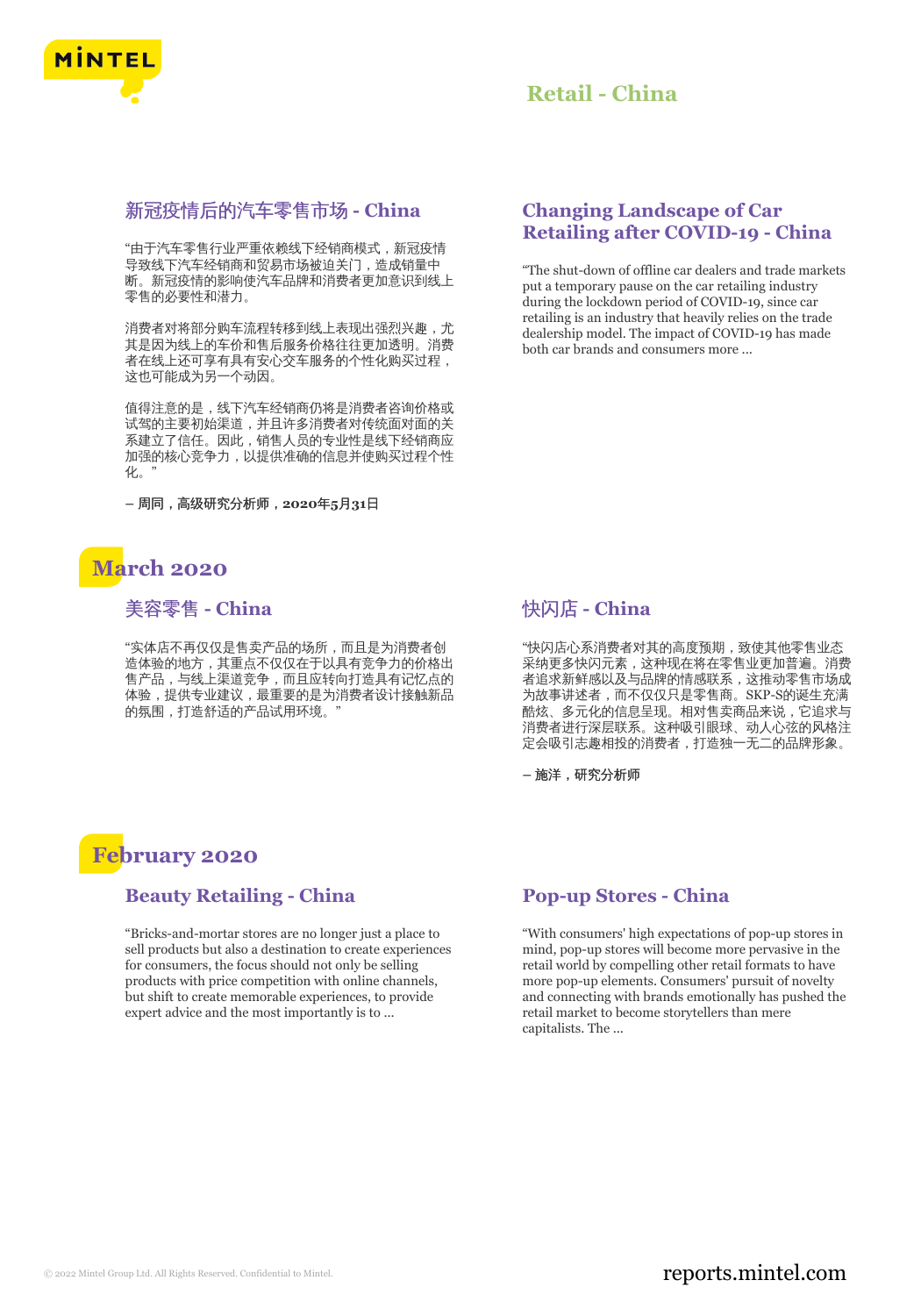## 新冠疫情后的汽车零售市场 - China

"由于汽车零售行业严重依赖线下经销商模式，新冠疫情导致线下汽车经销商和贸易市场被迫关门，造成销量中断。新冠疫情的影响使汽车品牌和消费者更加意识到线上零售的必要性和潜力。

消费者对将部分购车流程转移到线上表现出强烈兴趣，尤其是因为线上的车价和售后服务价格往往更加透明。消费者在线上还可享有具有安心交车服务的个性化购买过程，这也可能成为另一个动因。

值得注意的是，线下汽车经销商仍将是消费者咨询价格或试驾的主要初始渠道，并且许多消费者对传统面对面的关系建立了信任。因此，销售人员的专业性是线下经销商应加强的核心竞争力，以提供精确的信息并使购买过程个性化。"

**– 周同，高级研究分析师，2020年5月31日**

## Changing Landscape of Car Retailing after COVID-19 - China

"The shut-down of offline car dealers and trade markets put a temporary pause on the car retailing industry during the lockdown period of COVID-19, since car retailing is an industry that heavily relies on the trade dealership model. The impact of COVID-19 has made both car brands and consumers more ...

# March 2020

## 美容零售 - China

"实体店不再仅仅是售卖产品的场所，而且是为消费者创造体验的地方，其重点不仅仅在于以具有竞争力的价格出售产品，与线上渠道竞争，而且应转向打造具有记忆点的体验，提供专业建议，最重要的是为消费者设计接触新品的氛围，打造舒适的产品试用环境。"

## 快闪店 - China

"快闪店心系消费者对其的高度预期，致使其他零售业态采纳更多快闪元素，这种现在将在零售业更加普遍。消费者追求新鲜感以及与品牌的情感联系，这推动零售市场成为故事讲述者，而不仅仅只是零售商。SKP-S的诞生充满酷炫、多元化的信息呈现。相对售卖商品来说，它追求与消费者进行深层联系。这种吸引眼球、动人心弦的风格注定会吸引志趣相投的消费者，打造独一无二的品牌形象。

**– 施洋，研究分析师**

# February 2020

## Beauty Retailing - China

"Bricks-and-mortar stores are no longer just a place to sell products but also a destination to create experiences for consumers, the focus should not only be selling products with price competition with online channels, but shift to create memorable experiences, to provide expert advice and the most importantly is to ...

## Pop-up Stores - China

"With consumers' high expectations of pop-up stores in mind, pop-up stores will become more pervasive in the retail world by compelling other retail formats to have more pop-up elements. Consumers' pursuit of novelty and connecting with brands emotionally has pushed the retail market to become storytellers than mere capitalists. The ...